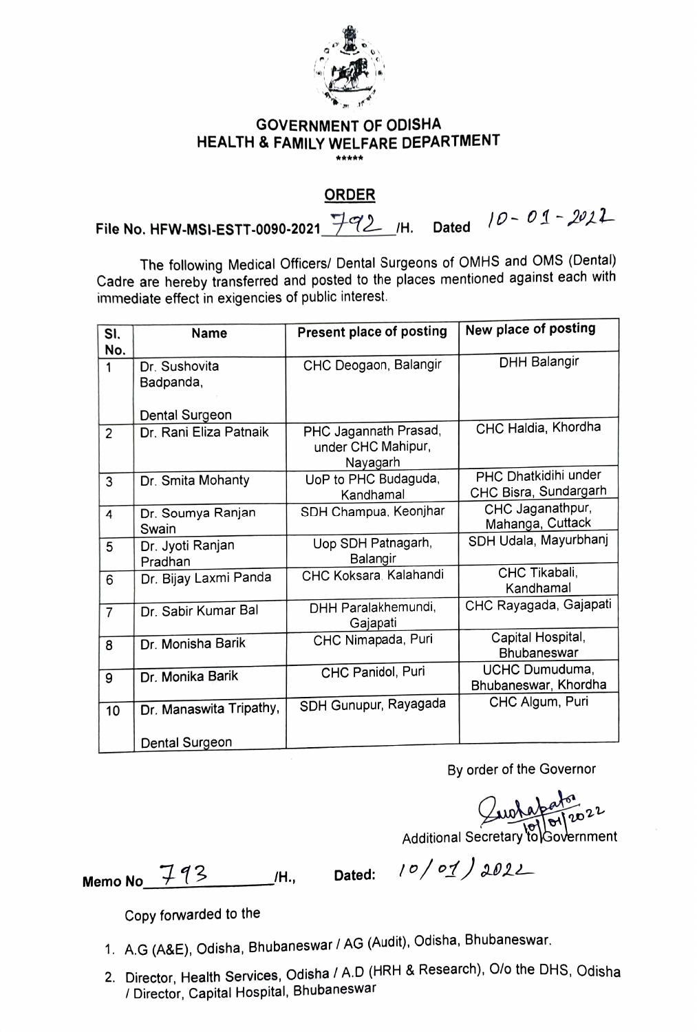**GOVERNMENT OF ODISHA**
**HEALTH & FAMILY WELFARE DEPARTMENT**
\*\*\*\*\*

## ORDER

**File No. HFW-MSI-ESTT-0090-2021 792 /H.** **Dated** 10-01-2022

The following Medical Officers/ Dental Surgeons of OMHS and OMS (Dental) Cadre are hereby transferred and posted to the places mentioned against each with immediate effect in exigencies of public interest.

| Sl. No. | Name | Present place of posting | New place of posting |
|---|---|---|---|
| 1 | Dr. Sushovita Badpanda, Dental Surgeon | CHC Deogaon, Balangir | DHH Balangir |
| 2 | Dr. Rani Eliza Patnaik | PHC Jagannath Prasad, under CHC Mahipur, Nayagarh | CHC Haldia, Khordha |
| 3 | Dr. Smita Mohanty | UoP to PHC Budaguda, Kandhamal | PHC Dhatkidihi under CHC Bisra, Sundargarh |
| 4 | Dr. Soumya Ranjan Swain | SDH Champua, Keonjhar | CHC Jaganathpur, Mahanga, Cuttack |
| 5 | Dr. Jyoti Ranjan Pradhan | Uop SDH Patnagarh, Balangir | SDH Udala, Mayurbhanj |
| 6 | Dr. Bijay Laxmi Panda | CHC Koksara, Kalahandi | CHC Tikabali, Kandhamal |
| 7 | Dr. Sabir Kumar Bal | DHH Paralakhemundi, Gajapati | CHC Rayagada, Gajapati |
| 8 | Dr. Monisha Barik | CHC Nimapada, Puri | Capital Hospital, Bhubaneswar |
| 9 | Dr. Monika Barik | CHC Panidol, Puri | UCHC Dumuduma, Bhubaneswar, Khordha |
| 10 | Dr. Manaswita Tripathy, Dental Surgeon | SDH Gunupur, Rayagada | CHC Algum, Puri |

By order of the Governor

Sd/- 10/01/2022
Additional Secretary to Government

**Memo No** 793 **/H.,** **Dated:** 10/01/2022

Copy forwarded to the

1. A.G (A&E), Odisha, Bhubaneswar / AG (Audit), Odisha, Bhubaneswar.
2. Director, Health Services, Odisha / A.D (HRH & Research), O/o the DHS, Odisha / Director, Capital Hospital, Bhubaneswar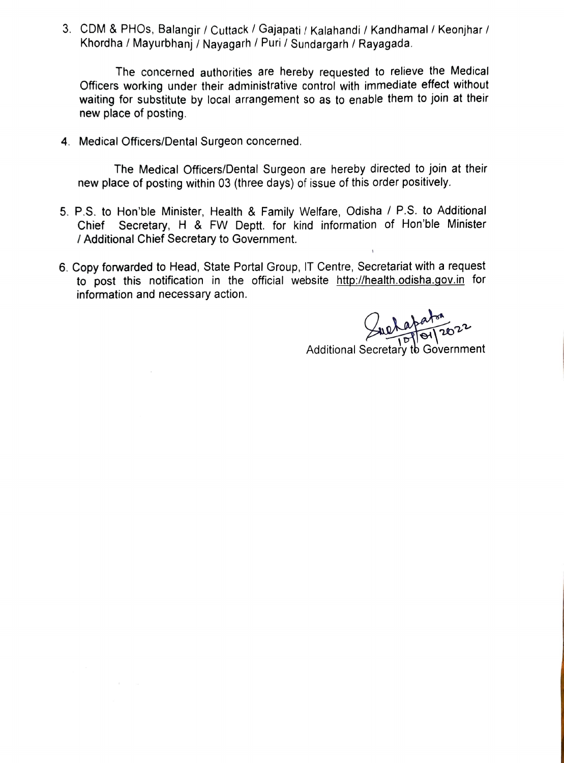3. CDM & PHOs, Balangir / Cuttack / Gajapati / Kalahandi / Kandhamal / Keonjhar / Khordha / Mayurbhanj / Nayagarh / Puri / Sundargarh / Rayagada.

   The concerned authorities are hereby requested to relieve the Medical Officers working under their administrative control with immediate effect without waiting for substitute by local arrangement so as to enable them to join at their new place of posting.

4. Medical Officers/Dental Surgeon concerned.

   The Medical Officers/Dental Surgeon are hereby directed to join at their new place of posting within 03 (three days) of issue of this order positively.

5. P.S. to Hon'ble Minister, Health & Family Welfare, Odisha / P.S. to Additional Chief Secretary, H & FW Deptt. for kind information of Hon'ble Minister / Additional Chief Secretary to Government.

6. Copy forwarded to Head, State Portal Group, IT Centre, Secretariat with a request to post this notification in the official website http://health.odisha.gov.in for information and necessary action.

Snehapatra
10/01/2022
Additional Secretary to Government